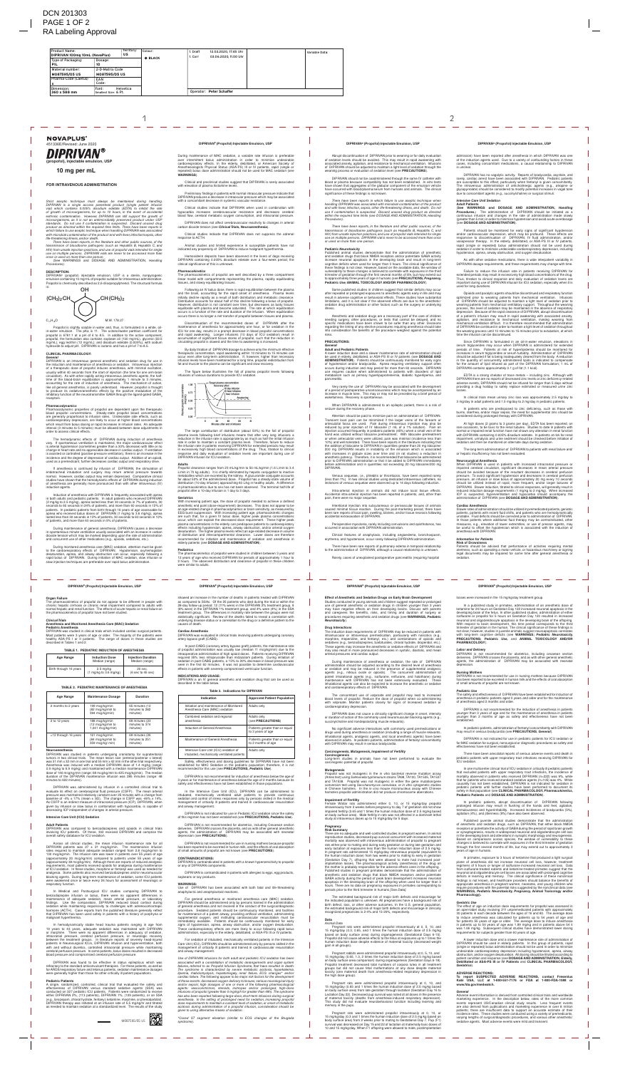DCN 201303
PAGE 1 OF 2
RA Labeling Approval

| Product Name: DIPRIVAN 100mg 10mL (NovaPlus) | Territory: US | Colour: ◆ BLACK | 1. Draft | 12.03.2020, 17:45 Uhr | Variable Data |
|---|---|---|---|---|---|
| Type of Packaging: PIL | Dosage: 10 | | 1. Corr | 03.06.2020, 11:00 Uhr | |
| Material number: M087505/05 US | 2-D-Matrix Code: M087505/05 US | | | | |
| Pharma Code (Laetus): | EAN Code: | | | | |
| Dimension: 360 x 588 mm | Font: Helvetica | Smallest Size: 6 Pt. | | | |
| | | | Operator: Peter Schaffer | | |

NOVAPLUS

451336E/Revised: June 2020

# DIPRIVAN®

**(propofol), injectable emulsion, USP**

**10 mg per mL**

**FOR INTRAVENOUS ADMINISTRATION**

**DESCRIPTION**

$C_{12}H_{18}O$ M.W. 178.27

**CLINICAL PHARMACOLOGY**

**Pharmacodynamics**

**Pharmacokinetics**

**Adults**

**Geriatrics**

**Pediatrics**

**Organ Failure**

**Clinical Trials**

**Anesthesia and Monitored Anesthesia Care (MAC) Sedation**

**Pediatric Anesthesia**

**TABLE 1. PEDIATRIC INDUCTION OF ANESTHESIA**

| Age Range | Induction Dose Median (range) | Injection Duration Median (range) |
|---|---|---|
| Birth through 16 years | 2.5 mg/kg (1 mg/kg to 3.6 mg/kg) | 20 sec (6 sec to 45 sec) |

**TABLE 2. PEDIATRIC MAINTENANCE OF ANESTHESIA**

| Age Range | Maintenance Dosage | Duration |
|---|---|---|
| 2 months to 2 years | 199 mcg/kg/min (82 mcg/kg/min to 394 mcg/kg/min) | 65 minutes (12 minutes to 282 minutes) |
| 2 to 12 years | 188 mcg/kg/min (12 mcg/kg/min to 1,041 mcg/kg/min) | 69 minutes (23 minutes to 374 minutes) |
| >12 through 16 years | 161 mcg/kg/min (59 mcg/kg/min to 349 mcg/kg/min) | 69 minutes (26 minutes to 251 minutes) |

**Neuroanesthesia**

**Intensive Care Unit (ICU) Sedation**

**Adult Patients**

**Pediatric Patients**

**Cardiac Anesthesia**

**INDICATIONS AND USAGE**

**Table 3. Indications for DIPRIVAN**

| Indication | Approved Patient Population |
|---|---|
| Initiation and maintenance of Monitored Anesthesia Care (MAC) sedation | Adults only |
| Combined sedation and regional anesthesia | Adults only (see PRECAUTIONS) |
| Induction of General Anesthesia | Patients greater than or equal to 3 years of age |
| Maintenance of General Anesthesia | Patients greater than or equal to 2 months of age |
| Intensive Care Unit (ICU) sedation of intubated, mechanically ventilated patients | Adults only |

**CONTRAINDICATIONS**

**WARNINGS**

**PRECAUTIONS**

**General**

**Adult and Pediatric Patients**

**Pediatric Neurotoxicity**

**Intensive Care Unit Sedation**

**Neurosurgical Anesthesia**

**Cardiac Anesthesia**

**Information for Patients**

**Risks of Drowsiness**

**Effect of Anesthetic and Sedation Drugs on Early Brain Development**

**Drug Interactions**

**Carcinogenesis, Mutagenesis, Impairment of Fertility**

**Carcinogenesis**

**Mutagenesis**

**Impairment of Fertility**

**Pregnancy**

**Risk Summary**

**Data**

**Animal Data**

**Labor and Delivery**

**Nursing Mothers**

**Pediatric Use**

**Geriatric Use**

**ADVERSE REACTIONS**

To report SUSPECTED ADVERSE REACTIONS, contact Fresenius Kabi USA, LLC at 1-800-551-7176 or FDA at 1-800-FDA-1088 or www.fda.gov/medwatch.

**General**